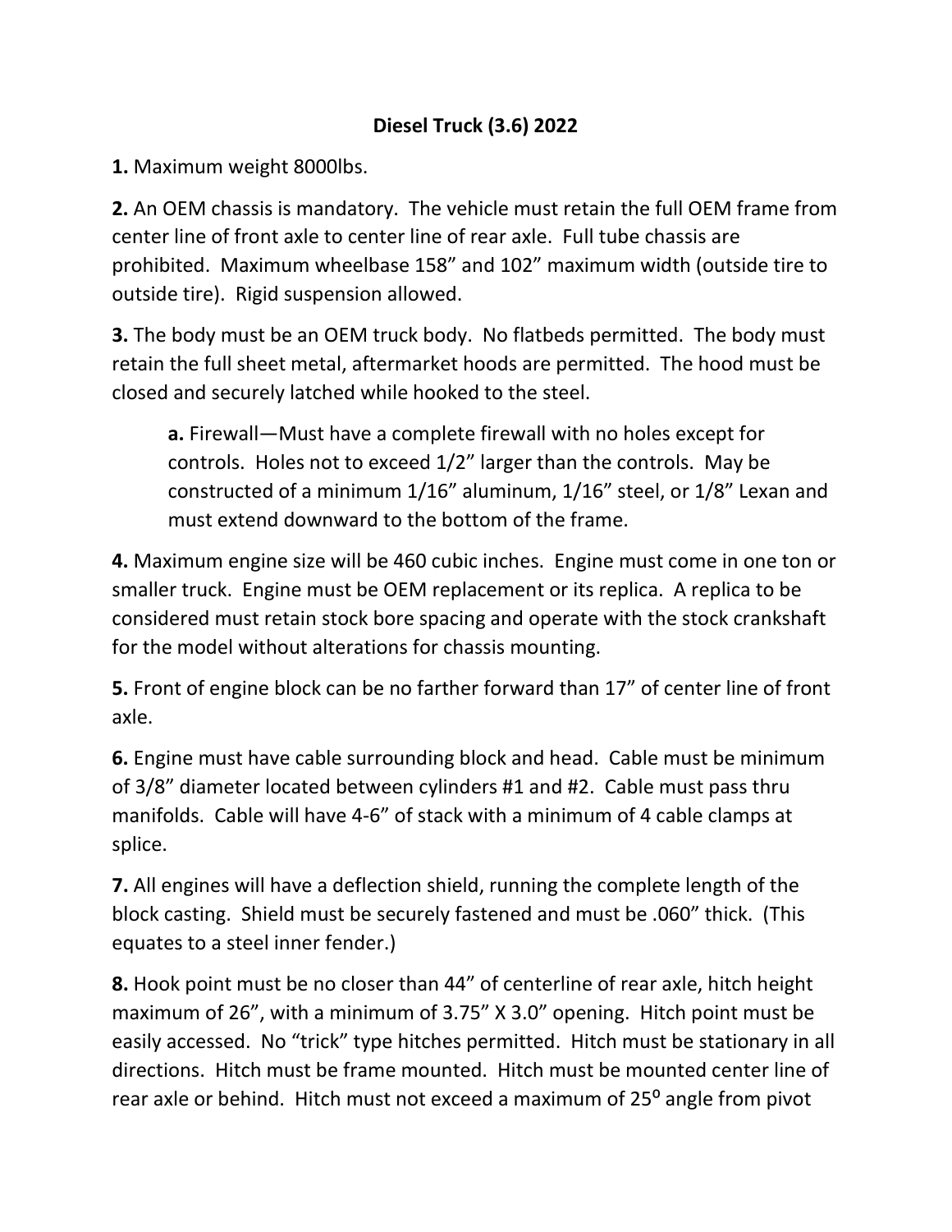# Diesel Truck (3.6) 2022

**1.** Maximum weight 8000lbs.

**2.** An OEM chassis is mandatory. The vehicle must retain the full OEM frame from center line of front axle to center line of rear axle. Full tube chassis are prohibited. Maximum wheelbase 158" and 102" maximum width (outside tire to outside tire). Rigid suspension allowed.

**3.** The body must be an OEM truck body. No flatbeds permitted. The body must retain the full sheet metal, aftermarket hoods are permitted. The hood must be closed and securely latched while hooked to the steel.

> **a.** Firewall—Must have a complete firewall with no holes except for controls. Holes not to exceed 1/2" larger than the controls. May be constructed of a minimum 1/16" aluminum, 1/16" steel, or 1/8" Lexan and must extend downward to the bottom of the frame.

**4.** Maximum engine size will be 460 cubic inches. Engine must come in one ton or smaller truck. Engine must be OEM replacement or its replica. A replica to be considered must retain stock bore spacing and operate with the stock crankshaft for the model without alterations for chassis mounting.

**5.** Front of engine block can be no farther forward than 17" of center line of front axle.

**6.** Engine must have cable surrounding block and head. Cable must be minimum of 3/8" diameter located between cylinders #1 and #2. Cable must pass thru manifolds. Cable will have 4-6" of stack with a minimum of 4 cable clamps at splice.

**7.** All engines will have a deflection shield, running the complete length of the block casting. Shield must be securely fastened and must be .060" thick. (This equates to a steel inner fender.)

**8.** Hook point must be no closer than 44" of centerline of rear axle, hitch height maximum of 26", with a minimum of 3.75" X 3.0" opening. Hitch point must be easily accessed. No "trick" type hitches permitted. Hitch must be stationary in all directions. Hitch must be frame mounted. Hitch must be mounted center line of rear axle or behind. Hitch must not exceed a maximum of 25⁰ angle from pivot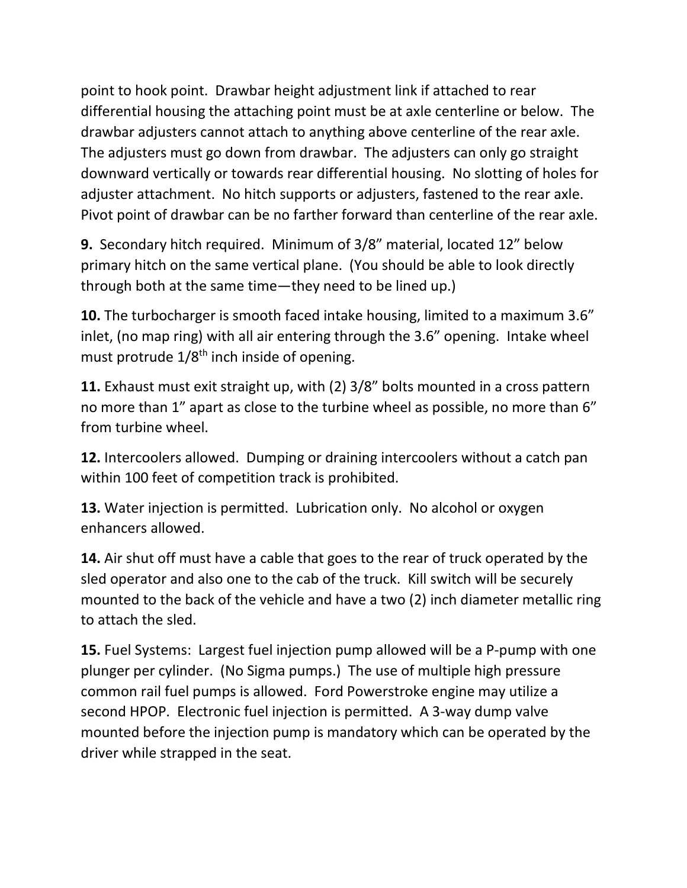point to hook point. Drawbar height adjustment link if attached to rear differential housing the attaching point must be at axle centerline or below. The drawbar adjusters cannot attach to anything above centerline of the rear axle. The adjusters must go down from drawbar. The adjusters can only go straight downward vertically or towards rear differential housing. No slotting of holes for adjuster attachment. No hitch supports or adjusters, fastened to the rear axle. Pivot point of drawbar can be no farther forward than centerline of the rear axle.

**9.** Secondary hitch required. Minimum of 3/8" material, located 12" below primary hitch on the same vertical plane. (You should be able to look directly through both at the same time—they need to be lined up.)

**10.** The turbocharger is smooth faced intake housing, limited to a maximum 3.6" inlet, (no map ring) with all air entering through the 3.6" opening. Intake wheel must protrude 1/8th inch inside of opening.

**11.** Exhaust must exit straight up, with (2) 3/8" bolts mounted in a cross pattern no more than 1" apart as close to the turbine wheel as possible, no more than 6" from turbine wheel.

**12.** Intercoolers allowed. Dumping or draining intercoolers without a catch pan within 100 feet of competition track is prohibited.

**13.** Water injection is permitted. Lubrication only. No alcohol or oxygen enhancers allowed.

**14.** Air shut off must have a cable that goes to the rear of truck operated by the sled operator and also one to the cab of the truck. Kill switch will be securely mounted to the back of the vehicle and have a two (2) inch diameter metallic ring to attach the sled.

**15.** Fuel Systems: Largest fuel injection pump allowed will be a P-pump with one plunger per cylinder. (No Sigma pumps.) The use of multiple high pressure common rail fuel pumps is allowed. Ford Powerstroke engine may utilize a second HPOP. Electronic fuel injection is permitted. A 3-way dump valve mounted before the injection pump is mandatory which can be operated by the driver while strapped in the seat.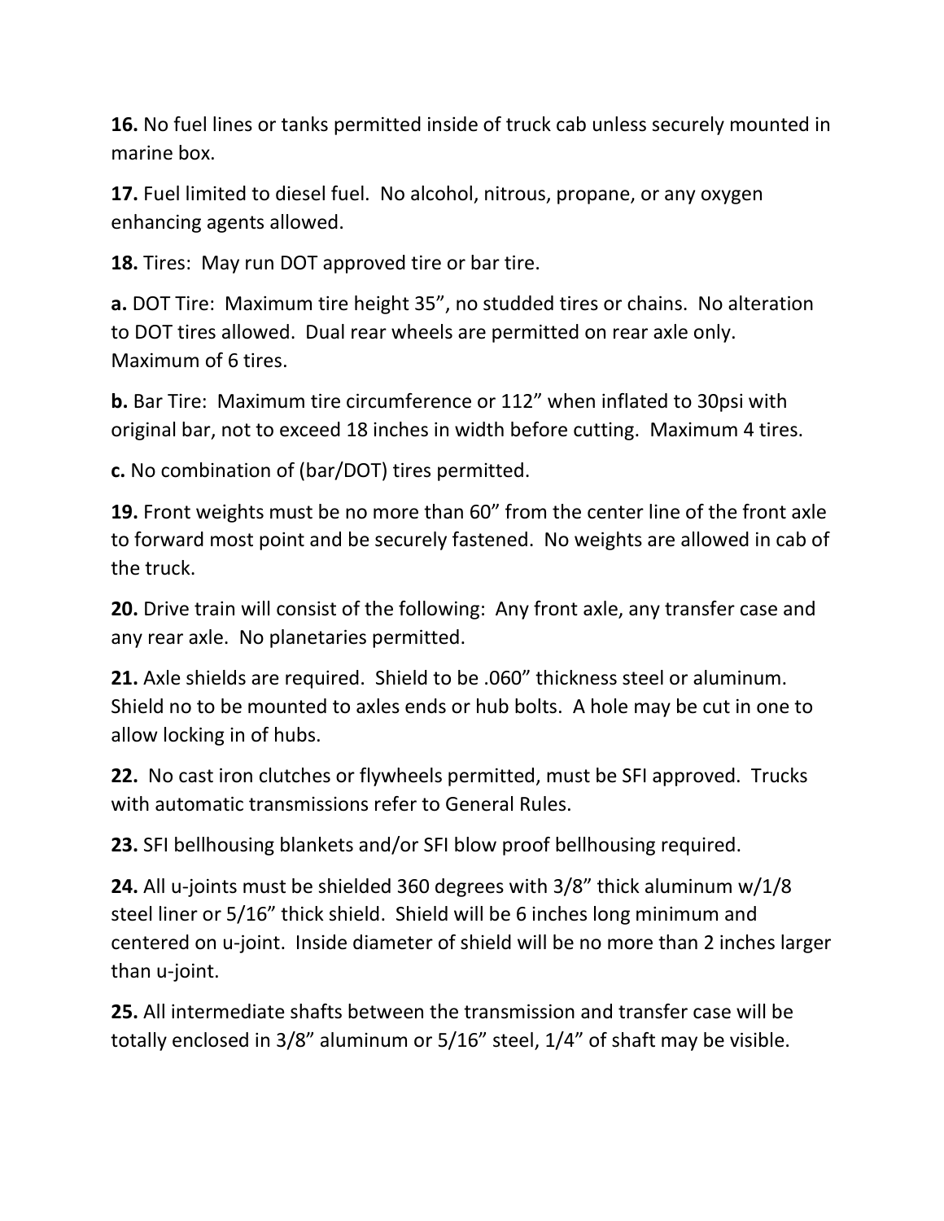**16.** No fuel lines or tanks permitted inside of truck cab unless securely mounted in marine box.

**17.** Fuel limited to diesel fuel. No alcohol, nitrous, propane, or any oxygen enhancing agents allowed.

**18.** Tires: May run DOT approved tire or bar tire.

**a.** DOT Tire: Maximum tire height 35", no studded tires or chains. No alteration to DOT tires allowed. Dual rear wheels are permitted on rear axle only. Maximum of 6 tires.

**b.** Bar Tire: Maximum tire circumference or 112" when inflated to 30psi with original bar, not to exceed 18 inches in width before cutting. Maximum 4 tires.

**c.** No combination of (bar/DOT) tires permitted.

**19.** Front weights must be no more than 60" from the center line of the front axle to forward most point and be securely fastened. No weights are allowed in cab of the truck.

**20.** Drive train will consist of the following: Any front axle, any transfer case and any rear axle. No planetaries permitted.

**21.** Axle shields are required. Shield to be .060" thickness steel or aluminum. Shield no to be mounted to axles ends or hub bolts. A hole may be cut in one to allow locking in of hubs.

**22.** No cast iron clutches or flywheels permitted, must be SFI approved. Trucks with automatic transmissions refer to General Rules.

**23.** SFI bellhousing blankets and/or SFI blow proof bellhousing required.

**24.** All u-joints must be shielded 360 degrees with 3/8" thick aluminum w/1/8 steel liner or 5/16" thick shield. Shield will be 6 inches long minimum and centered on u-joint. Inside diameter of shield will be no more than 2 inches larger than u-joint.

**25.** All intermediate shafts between the transmission and transfer case will be totally enclosed in 3/8" aluminum or 5/16" steel, 1/4" of shaft may be visible.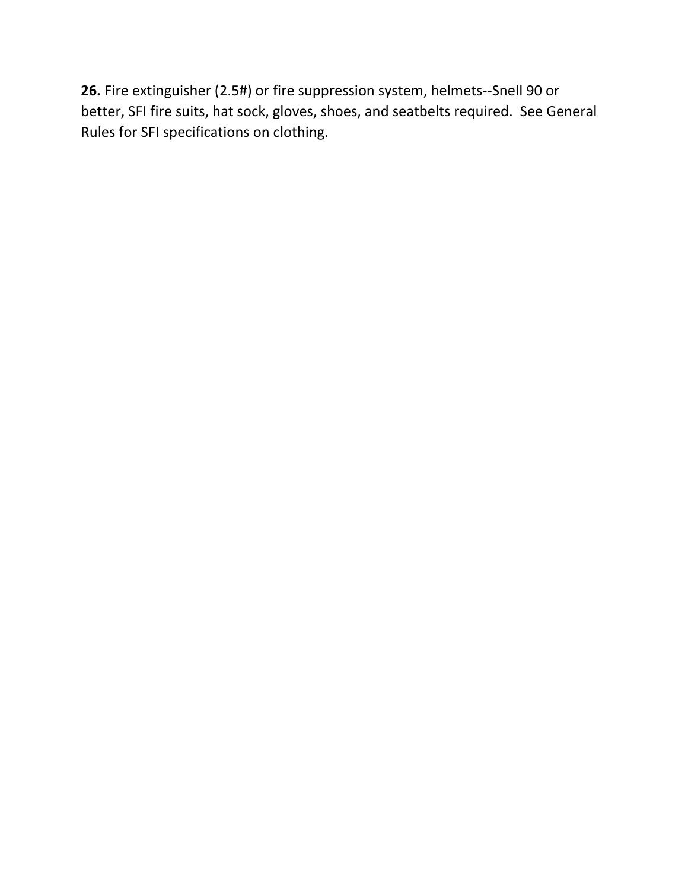**26.** Fire extinguisher (2.5#) or fire suppression system, helmets--Snell 90 or better, SFI fire suits, hat sock, gloves, shoes, and seatbelts required. See General Rules for SFI specifications on clothing.